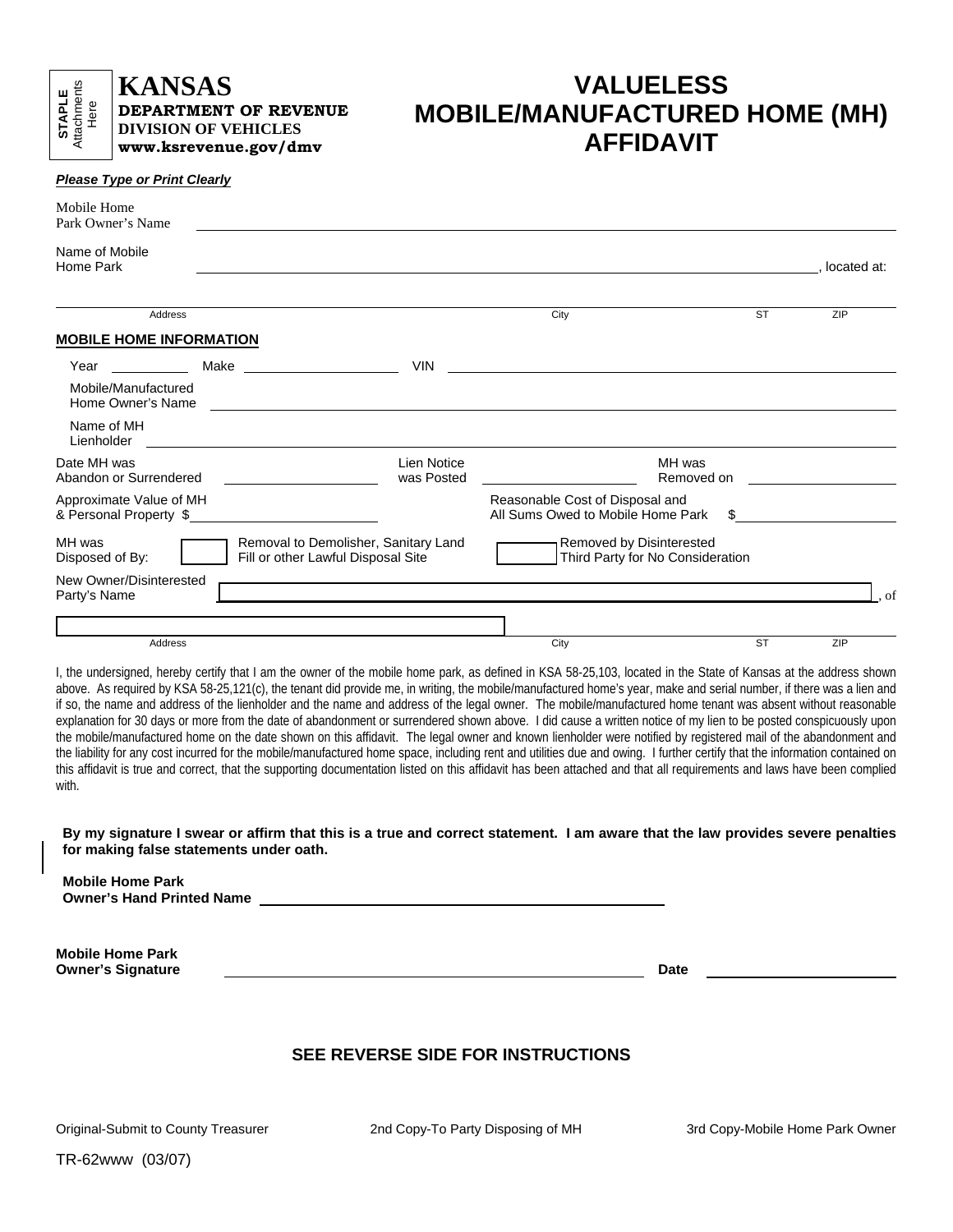STAPLE Attachments Here

# KANSAS
**DEPARTMENT OF REVENUE**
**DIVISION OF VEHICLES**
**www.ksrevenue.gov/dmv**

# VALUELESS MOBILE/MANUFACTURED HOME (MH) AFFIDAVIT

***Please Type or Print Clearly***

Mobile Home Park Owner's Name ______________________________

Name of Mobile Home Park ______________________________, located at:

______________________________
Address | City | ST | ZIP

**MOBILE HOME INFORMATION**

Year ________ Make ________________ VIN ______________________________

Mobile/Manufactured Home Owner's Name ______________________________

Name of MH Lienholder ______________________________

Date MH was Abandon or Surrendered ____________ Lien Notice was Posted ____________ MH was Removed on ____________

Approximate Value of MH & Personal Property $____________ Reasonable Cost of Disposal and All Sums Owed to Mobile Home Park $____________

MH was Disposed of By: ☐ Removal to Demolisher, Sanitary Land Fill or other Lawful Disposal Site ☐ Removed by Disinterested Third Party for No Consideration

New Owner/Disinterested Party's Name ______________________________, of

______________________________
Address | City | ST | ZIP

I, the undersigned, hereby certify that I am the owner of the mobile home park, as defined in KSA 58-25,103, located in the State of Kansas at the address shown above. As required by KSA 58-25,121(c), the tenant did provide me, in writing, the mobile/manufactured home's year, make and serial number, if there was a lien and if so, the name and address of the lienholder and the name and address of the legal owner. The mobile/manufactured home tenant was absent without reasonable explanation for 30 days or more from the date of abandonment or surrendered shown above. I did cause a written notice of my lien to be posted conspicuously upon the mobile/manufactured home on the date shown on this affidavit. The legal owner and known lienholder were notified by registered mail of the abandonment and the liability for any cost incurred for the mobile/manufactured home space, including rent and utilities due and owing. I further certify that the information contained on this affidavit is true and correct, that the supporting documentation listed on this affidavit has been attached and that all requirements and laws have been complied with.

**By my signature I swear or affirm that this is a true and correct statement. I am aware that the law provides severe penalties for making false statements under oath.**

**Mobile Home Park Owner's Hand Printed Name** ______________________________

**Mobile Home Park Owner's Signature** ______________________________ **Date** ____________

**SEE REVERSE SIDE FOR INSTRUCTIONS**

Original-Submit to County Treasurer | 2nd Copy-To Party Disposing of MH | 3rd Copy-Mobile Home Park Owner

TR-62www (03/07)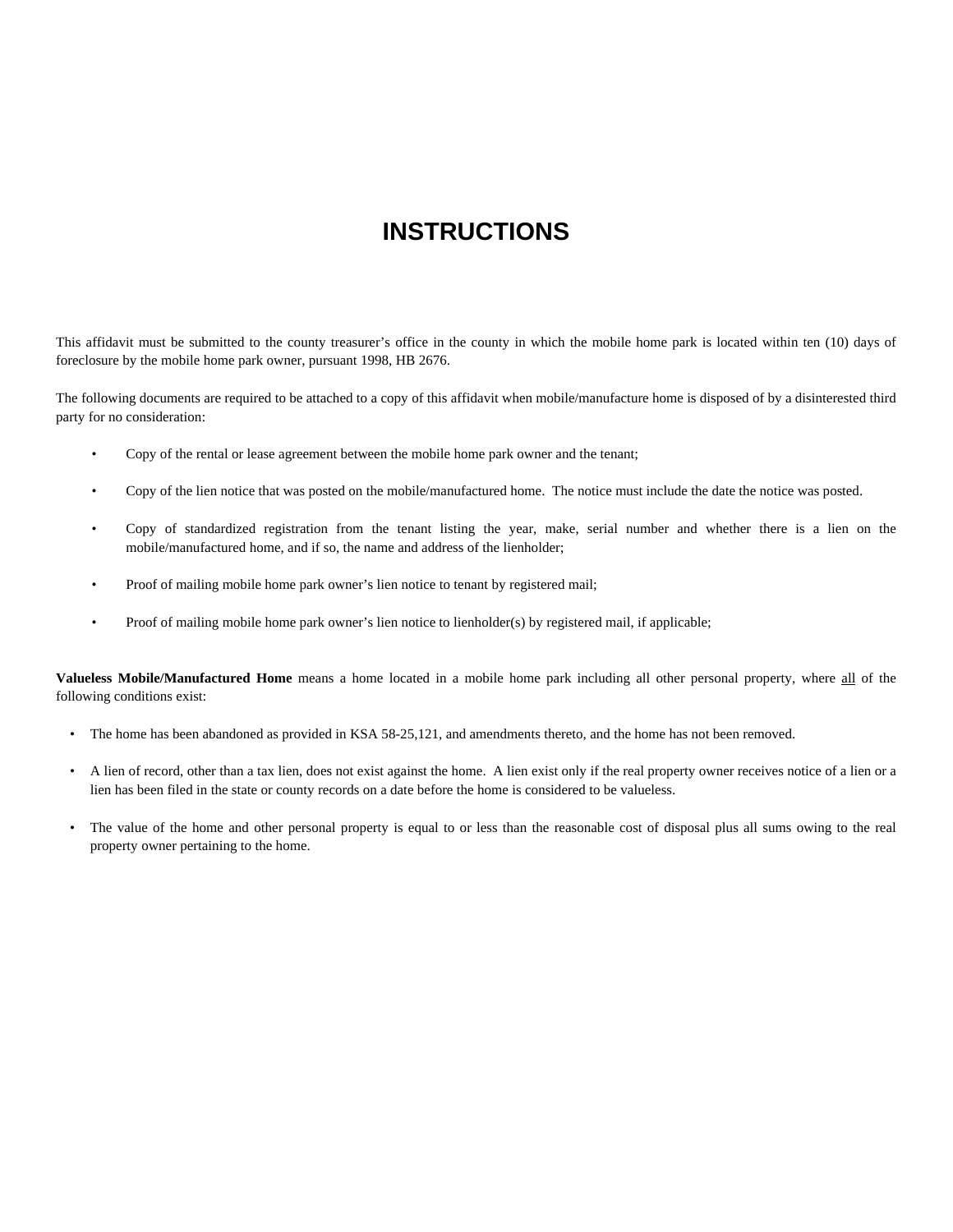# INSTRUCTIONS

This affidavit must be submitted to the county treasurer's office in the county in which the mobile home park is located within ten (10) days of foreclosure by the mobile home park owner, pursuant 1998, HB 2676.

The following documents are required to be attached to a copy of this affidavit when mobile/manufacture home is disposed of by a disinterested third party for no consideration:

- Copy of the rental or lease agreement between the mobile home park owner and the tenant;
- Copy of the lien notice that was posted on the mobile/manufactured home. The notice must include the date the notice was posted.
- Copy of standardized registration from the tenant listing the year, make, serial number and whether there is a lien on the mobile/manufactured home, and if so, the name and address of the lienholder;
- Proof of mailing mobile home park owner's lien notice to tenant by registered mail;
- Proof of mailing mobile home park owner's lien notice to lienholder(s) by registered mail, if applicable;

**Valueless Mobile/Manufactured Home** means a home located in a mobile home park including all other personal property, where <u>all</u> of the following conditions exist:

- The home has been abandoned as provided in KSA 58-25,121, and amendments thereto, and the home has not been removed.
- A lien of record, other than a tax lien, does not exist against the home. A lien exist only if the real property owner receives notice of a lien or a lien has been filed in the state or county records on a date before the home is considered to be valueless.
- The value of the home and other personal property is equal to or less than the reasonable cost of disposal plus all sums owing to the real property owner pertaining to the home.